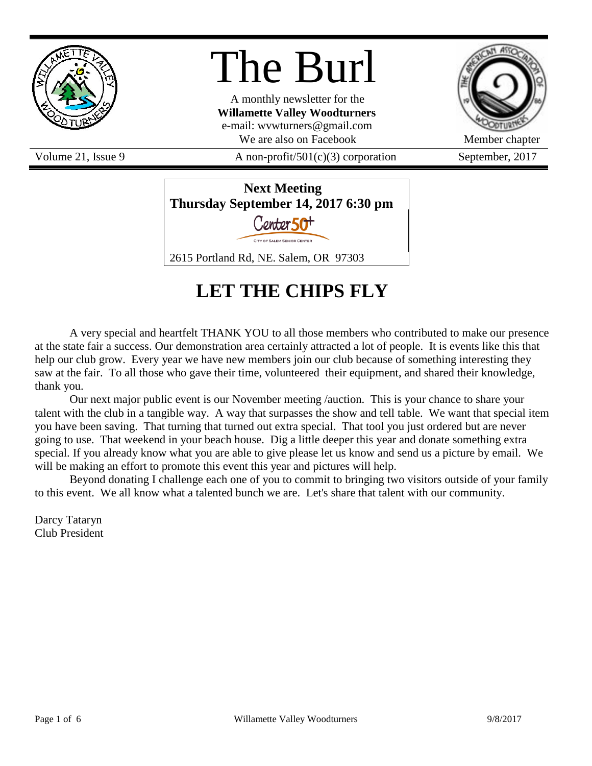# The Burl

A monthly newsletter for the
**Willamette Valley Woodturners**
e-mail: wvwturners@gmail.com
We are also on Facebook

Member chapter

Volume 21, Issue 9 | A non-profit/501(c)(3) corporation | September, 2017

**Next Meeting**
**Thursday September 14, 2017 6:30 pm**

Center 50+
CITY OF SALEM SENIOR CENTER

2615 Portland Rd, NE. Salem, OR 97303

## LET THE CHIPS FLY

A very special and heartfelt THANK YOU to all those members who contributed to make our presence at the state fair a success. Our demonstration area certainly attracted a lot of people. It is events like this that help our club grow. Every year we have new members join our club because of something interesting they saw at the fair. To all those who gave their time, volunteered their equipment, and shared their knowledge, thank you.

Our next major public event is our November meeting /auction. This is your chance to share your talent with the club in a tangible way. A way that surpasses the show and tell table. We want that special item you have been saving. That turning that turned out extra special. That tool you just ordered but are never going to use. That weekend in your beach house. Dig a little deeper this year and donate something extra special. If you already know what you are able to give please let us know and send us a picture by email. We will be making an effort to promote this event this year and pictures will help.

Beyond donating I challenge each one of you to commit to bringing two visitors outside of your family to this event. We all know what a talented bunch we are. Let's share that talent with our community.

Darcy Tataryn
Club President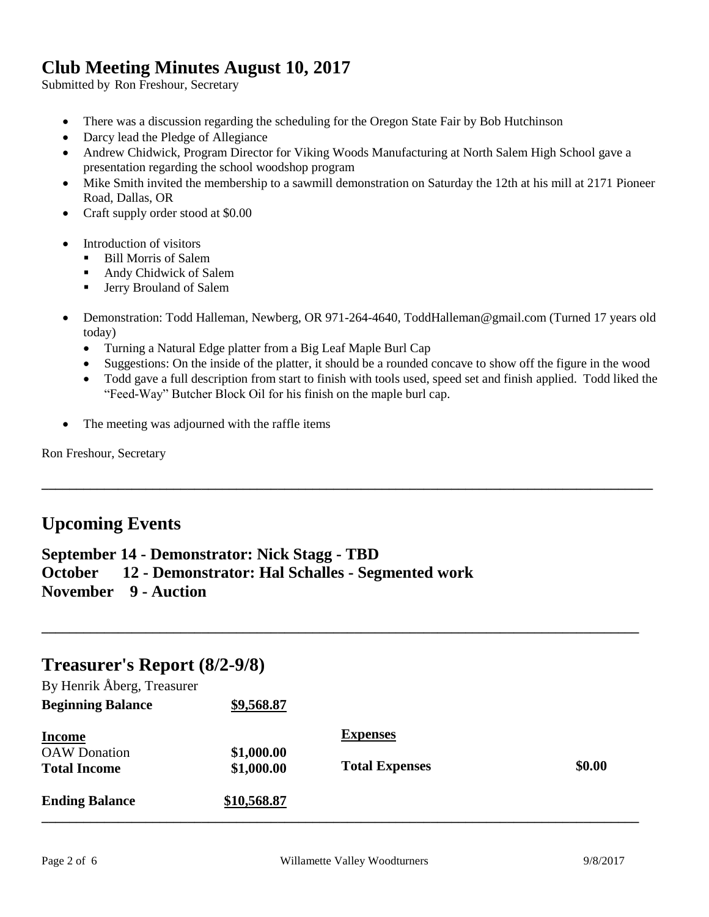## Club Meeting Minutes August 10, 2017

Submitted by Ron Freshour, Secretary

- There was a discussion regarding the scheduling for the Oregon State Fair by Bob Hutchinson
- Darcy lead the Pledge of Allegiance
- Andrew Chidwick, Program Director for Viking Woods Manufacturing at North Salem High School gave a presentation regarding the school woodshop program
- Mike Smith invited the membership to a sawmill demonstration on Saturday the 12th at his mill at 2171 Pioneer Road, Dallas, OR
- Craft supply order stood at $0.00
- Introduction of visitors
  - Bill Morris of Salem
  - Andy Chidwick of Salem
  - Jerry Brouland of Salem
- Demonstration: Todd Halleman, Newberg, OR 971-264-4640, ToddHalleman@gmail.com (Turned 17 years old today)
  - Turning a Natural Edge platter from a Big Leaf Maple Burl Cap
  - Suggestions: On the inside of the platter, it should be a rounded concave to show off the figure in the wood
  - Todd gave a full description from start to finish with tools used, speed set and finish applied. Todd liked the "Feed-Way" Butcher Block Oil for his finish on the maple burl cap.
- The meeting was adjourned with the raffle items

Ron Freshour, Secretary

---

## Upcoming Events

**September 14 - Demonstrator: Nick Stagg - TBD**
**October 12 - Demonstrator: Hal Schalles - Segmented work**
**November 9 - Auction**

---

## Treasurer's Report (8/2-9/8)

By Henrik Åberg, Treasurer

| | | | |
|---|---|---|---|
| **Beginning Balance** | **$9,568.87** | | |
| **Income** | | **Expenses** | |
| OAW Donation | **$1,000.00** | | |
| **Total Income** | **$1,000.00** | **Total Expenses** | **$0.00** |
| **Ending Balance** | **$10,568.87** | | |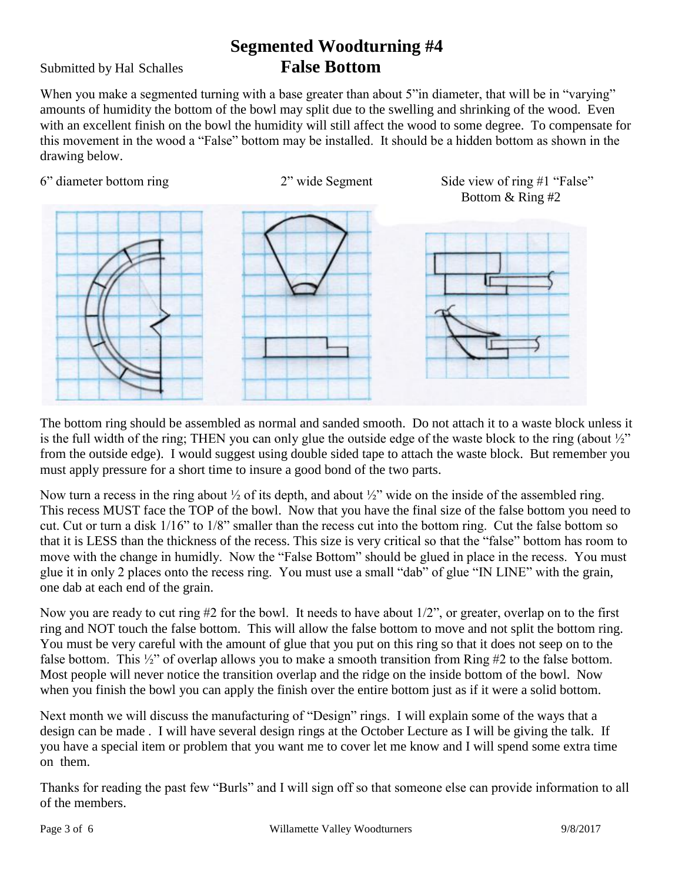# Segmented Woodturning #4

Submitted by Hal Schalles

## False Bottom

When you make a segmented turning with a base greater than about 5"in diameter, that will be in "varying" amounts of humidity the bottom of the bowl may split due to the swelling and shrinking of the wood. Even with an excellent finish on the bowl the humidity will still affect the wood to some degree. To compensate for this movement in the wood a "False" bottom may be installed. It should be a hidden bottom as shown in the drawing below.

6" diameter bottom ring

2" wide Segment

Side view of ring #1 "False" Bottom & Ring #2

The bottom ring should be assembled as normal and sanded smooth. Do not attach it to a waste block unless it is the full width of the ring; THEN you can only glue the outside edge of the waste block to the ring (about ½" from the outside edge). I would suggest using double sided tape to attach the waste block. But remember you must apply pressure for a short time to insure a good bond of the two parts.

Now turn a recess in the ring about ½ of its depth, and about ½" wide on the inside of the assembled ring. This recess MUST face the TOP of the bowl. Now that you have the final size of the false bottom you need to cut. Cut or turn a disk 1/16" to 1/8" smaller than the recess cut into the bottom ring. Cut the false bottom so that it is LESS than the thickness of the recess. This size is very critical so that the "false" bottom has room to move with the change in humidly. Now the "False Bottom" should be glued in place in the recess. You must glue it in only 2 places onto the recess ring. You must use a small "dab" of glue "IN LINE" with the grain, one dab at each end of the grain.

Now you are ready to cut ring #2 for the bowl. It needs to have about 1/2", or greater, overlap on to the first ring and NOT touch the false bottom. This will allow the false bottom to move and not split the bottom ring. You must be very careful with the amount of glue that you put on this ring so that it does not seep on to the false bottom. This ½" of overlap allows you to make a smooth transition from Ring #2 to the false bottom. Most people will never notice the transition overlap and the ridge on the inside bottom of the bowl. Now when you finish the bowl you can apply the finish over the entire bottom just as if it were a solid bottom.

Next month we will discuss the manufacturing of "Design" rings. I will explain some of the ways that a design can be made . I will have several design rings at the October Lecture as I will be giving the talk. If you have a special item or problem that you want me to cover let me know and I will spend some extra time on them.

Thanks for reading the past few "Burls" and I will sign off so that someone else can provide information to all of the members.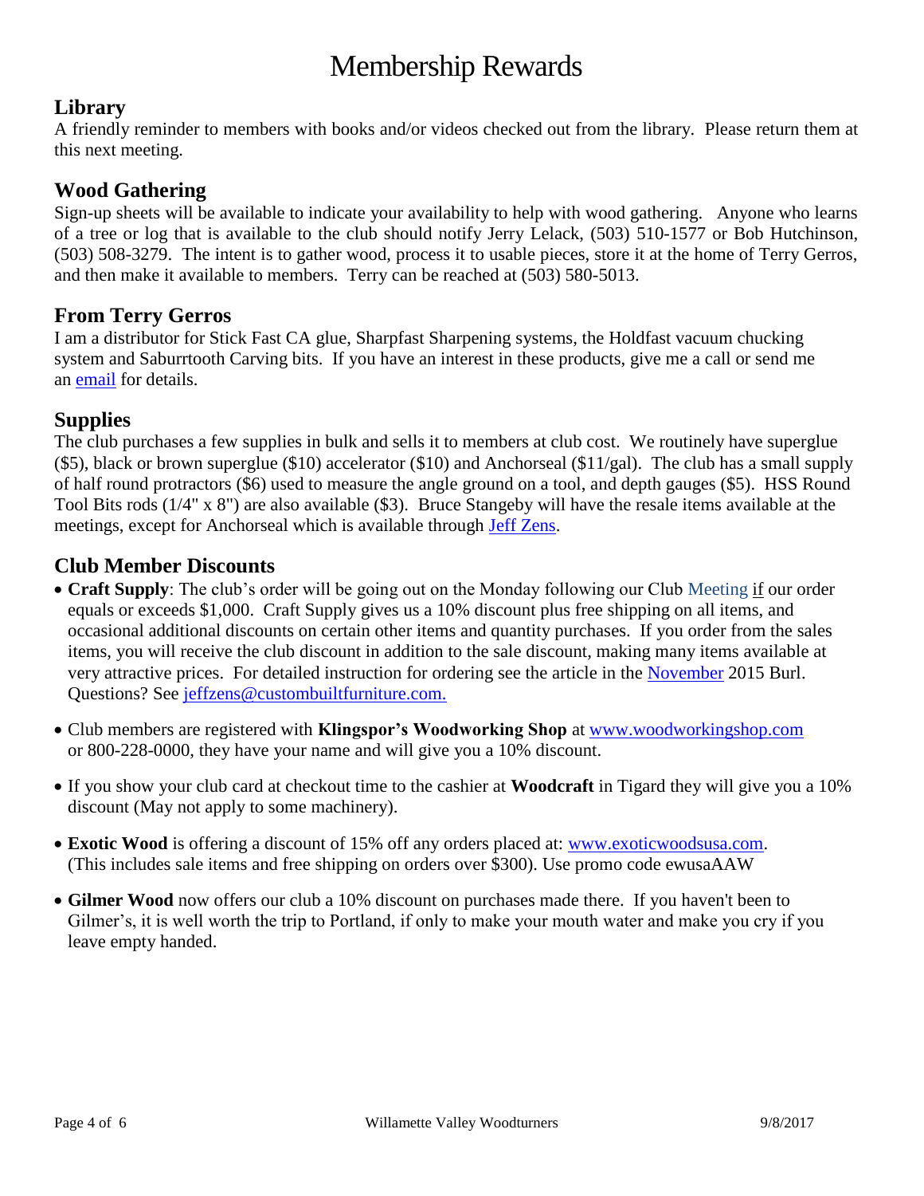# Membership Rewards

## Library

A friendly reminder to members with books and/or videos checked out from the library. Please return them at this next meeting.

## Wood Gathering

Sign-up sheets will be available to indicate your availability to help with wood gathering. Anyone who learns of a tree or log that is available to the club should notify Jerry Lelack, (503) 510-1577 or Bob Hutchinson, (503) 508-3279. The intent is to gather wood, process it to usable pieces, store it at the home of Terry Gerros, and then make it available to members. Terry can be reached at (503) 580-5013.

## From Terry Gerros

I am a distributor for Stick Fast CA glue, Sharpfast Sharpening systems, the Holdfast vacuum chucking system and Saburrtooth Carving bits. If you have an interest in these products, give me a call or send me an email for details.

## Supplies

The club purchases a few supplies in bulk and sells it to members at club cost. We routinely have superglue ($5), black or brown superglue ($10) accelerator ($10) and Anchorseal ($11/gal). The club has a small supply of half round protractors ($6) used to measure the angle ground on a tool, and depth gauges ($5). HSS Round Tool Bits rods (1/4" x 8") are also available ($3). Bruce Stangeby will have the resale items available at the meetings, except for Anchorseal which is available through Jeff Zens.

## Club Member Discounts

- **Craft Supply**: The club's order will be going out on the Monday following our Club Meeting if our order equals or exceeds $1,000. Craft Supply gives us a 10% discount plus free shipping on all items, and occasional additional discounts on certain other items and quantity purchases. If you order from the sales items, you will receive the club discount in addition to the sale discount, making many items available at very attractive prices. For detailed instruction for ordering see the article in the November 2015 Burl. Questions? See jeffzens@custombuiltfurniture.com.
- Club members are registered with **Klingspor's Woodworking Shop** at www.woodworkingshop.com or 800-228-0000, they have your name and will give you a 10% discount.
- If you show your club card at checkout time to the cashier at **Woodcraft** in Tigard they will give you a 10% discount (May not apply to some machinery).
- **Exotic Wood** is offering a discount of 15% off any orders placed at: www.exoticwoodsusa.com. (This includes sale items and free shipping on orders over $300). Use promo code ewusaAAW
- **Gilmer Wood** now offers our club a 10% discount on purchases made there. If you haven't been to Gilmer's, it is well worth the trip to Portland, if only to make your mouth water and make you cry if you leave empty handed.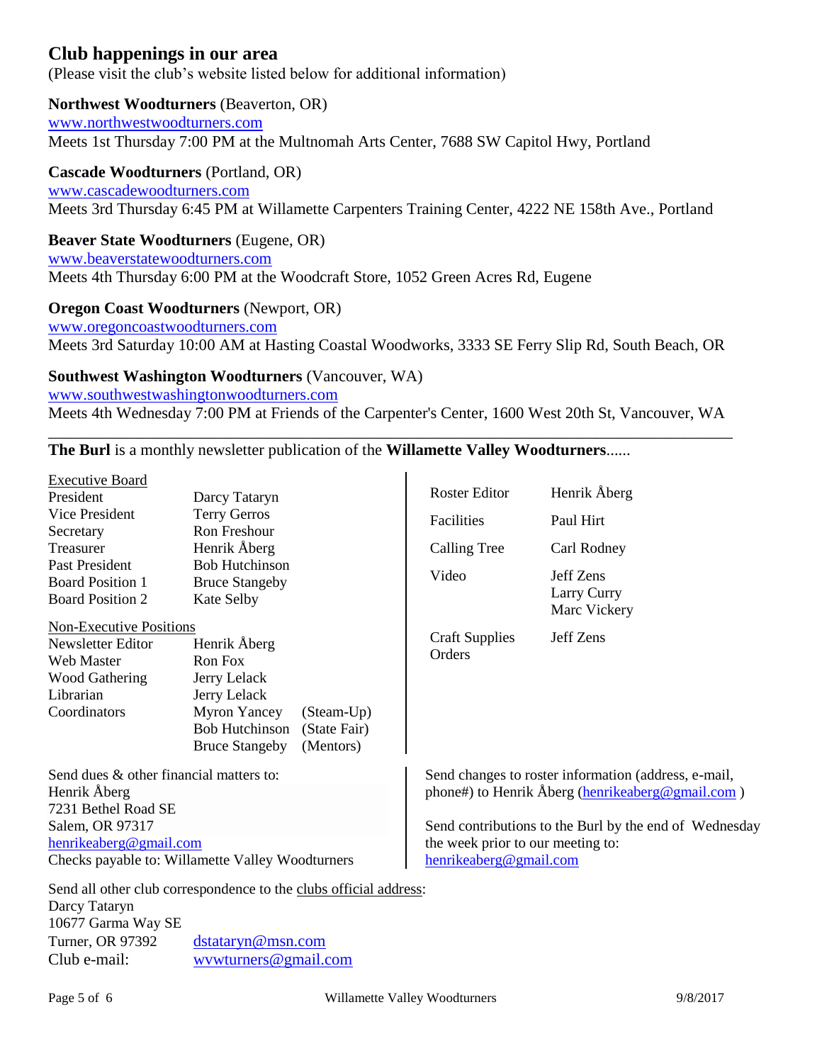## Club happenings in our area

(Please visit the club's website listed below for additional information)

**Northwest Woodturners** (Beaverton, OR)
www.northwestwoodturners.com
Meets 1st Thursday 7:00 PM at the Multnomah Arts Center, 7688 SW Capitol Hwy, Portland

**Cascade Woodturners** (Portland, OR)
www.cascadewoodturners.com
Meets 3rd Thursday 6:45 PM at Willamette Carpenters Training Center, 4222 NE 158th Ave., Portland

**Beaver State Woodturners** (Eugene, OR)
www.beaverstatewoodturners.com
Meets 4th Thursday 6:00 PM at the Woodcraft Store, 1052 Green Acres Rd, Eugene

**Oregon Coast Woodturners** (Newport, OR)
www.oregoncoastwoodturners.com
Meets 3rd Saturday 10:00 AM at Hasting Coastal Woodworks, 3333 SE Ferry Slip Rd, South Beach, OR

**Southwest Washington Woodturners** (Vancouver, WA)
www.southwestwashingtonwoodturners.com
Meets 4th Wednesday 7:00 PM at Friends of the Carpenter's Center, 1600 West 20th St, Vancouver, WA

---

**The Burl** is a monthly newsletter publication of the **Willamette Valley Woodturners**......

Executive Board

| | | |
|---|---|---|
| President | Darcy Tataryn | |
| Vice President | Terry Gerros | |
| Secretary | Ron Freshour | |
| Treasurer | Henrik Åberg | |
| Past President | Bob Hutchinson | |
| Board Position 1 | Bruce Stangeby | |
| Board Position 2 | Kate Selby | |

Non-Executive Positions

| | | |
|---|---|---|
| Newsletter Editor | Henrik Åberg | |
| Web Master | Ron Fox | |
| Wood Gathering | Jerry Lelack | |
| Librarian | Jerry Lelack | |
| Coordinators | Myron Yancey | (Steam-Up) |
| | Bob Hutchinson | (State Fair) |
| | Bruce Stangeby | (Mentors) |

| | |
|---|---|
| Roster Editor | Henrik Åberg |
| Facilities | Paul Hirt |
| Calling Tree | Carl Rodney |
| Video | Jeff Zens<br>Larry Curry<br>Marc Vickery |
| Craft Supplies Orders | Jeff Zens |

Send dues & other financial matters to:
Henrik Åberg
7231 Bethel Road SE
Salem, OR 97317
henrikeaberg@gmail.com
Checks payable to: Willamette Valley Woodturners

Send changes to roster information (address, e-mail, phone#) to Henrik Åberg (henrikeaberg@gmail.com )

Send contributions to the Burl by the end of Wednesday the week prior to our meeting to:
henrikeaberg@gmail.com

Send all other club correspondence to the clubs official address:
Darcy Tataryn
10677 Garma Way SE
Turner, OR 97392 dstataryn@msn.com
Club e-mail: wvwturners@gmail.com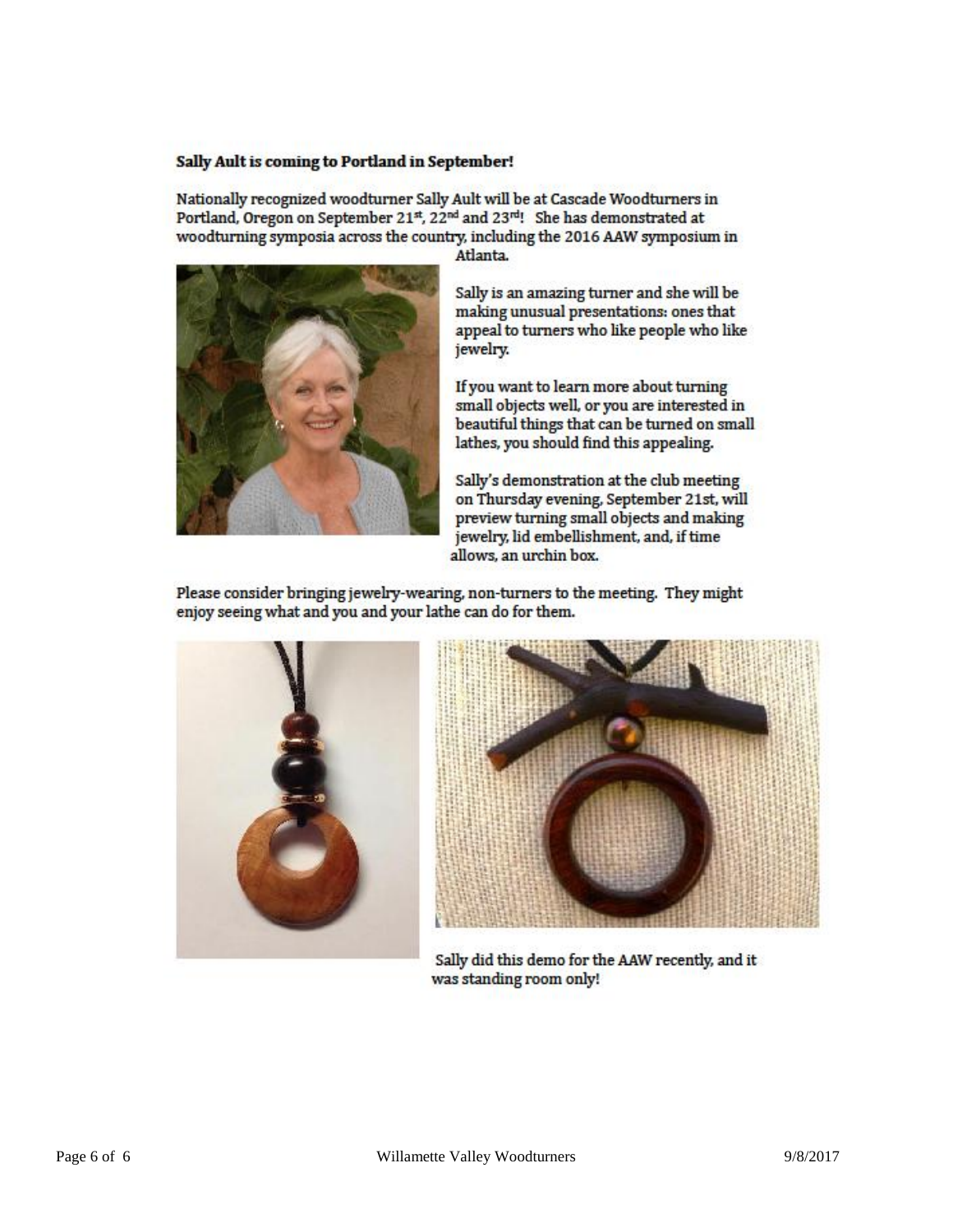**Sally Ault is coming to Portland in September!**

Nationally recognized woodturner Sally Ault will be at Cascade Woodturners in Portland, Oregon on September 21st, 22nd and 23rd! She has demonstrated at woodturning symposia across the country, including the 2016 AAW symposium in Atlanta.

Sally is an amazing turner and she will be making unusual presentations: ones that appeal to turners who like people who like jewelry.

If you want to learn more about turning small objects well, or you are interested in beautiful things that can be turned on small lathes, you should find this appealing.

Sally's demonstration at the club meeting on Thursday evening, September 21st, will preview turning small objects and making jewelry, lid embellishment, and, if time allows, an urchin box.

Please consider bringing jewelry-wearing, non-turners to the meeting. They might enjoy seeing what and you and your lathe can do for them.

Sally did this demo for the AAW recently, and it was standing room only!